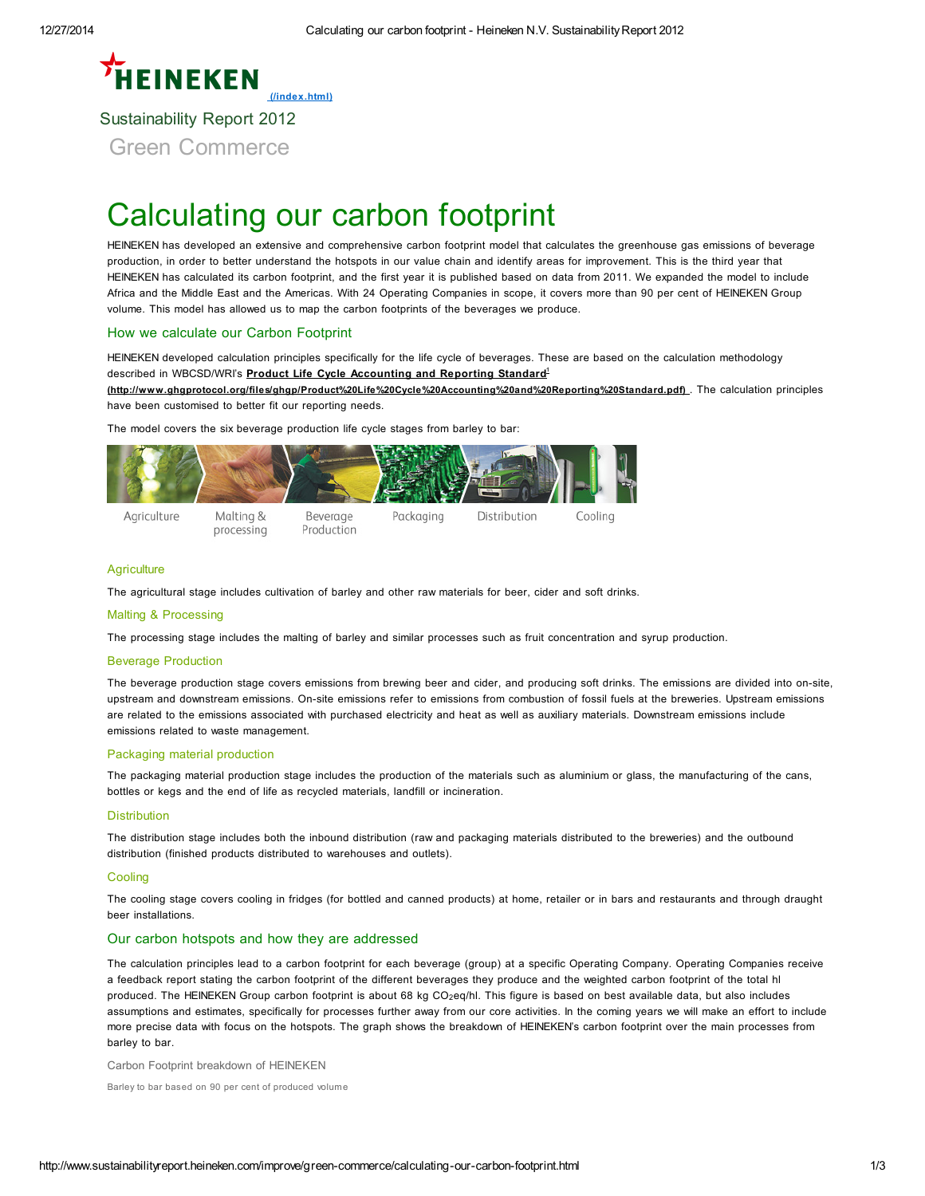HEINEKEN (/index.html)

Sustainability Report 2012

Green Commerce

# Calculating our carbon footprint

HEINEKEN has developed an extensive and comprehensive carbon footprint model that calculates the greenhouse gas emissions of beverage production, in order to better understand the hotspots in our value chain and identify areas for improvement. This is the third year that HEINEKEN has calculated its carbon footprint, and the first year it is published based on data from 2011. We expanded the model to include Africa and the Middle East and the Americas. With 24 Operating Companies in scope, it covers more than 90 per cent of HEINEKEN Group volume. This model has allowed us to map the carbon footprints of the beverages we produce.

## How we calculate our Carbon Footprint

HEINEKEN developed calculation principles specifically for the life cycle of beverages. These are based on the calculation methodology described in WBCSD/WRI's **Product Life Cycle Accounting and Reporting Standard**[1] (http://www.ghgprotocol.org/files/ghgp/Product%20Life%20Cycle%20Accounting%20and%20Reporting%20Standard.pdf). The calculation principles have been customised to better fit our reporting needs.

The model covers the six beverage production life cycle stages from barley to bar:

Agriculture | Malting & processing | Beverage Production | Packaging | Distribution | Cooling

### Agriculture

The agricultural stage includes cultivation of barley and other raw materials for beer, cider and soft drinks.

### Malting & Processing

The processing stage includes the malting of barley and similar processes such as fruit concentration and syrup production.

### Beverage Production

The beverage production stage covers emissions from brewing beer and cider, and producing soft drinks. The emissions are divided into on-site, upstream and downstream emissions. On-site emissions refer to emissions from combustion of fossil fuels at the breweries. Upstream emissions are related to the emissions associated with purchased electricity and heat as well as auxiliary materials. Downstream emissions include emissions related to waste management.

### Packaging material production

The packaging material production stage includes the production of the materials such as aluminium or glass, the manufacturing of the cans, bottles or kegs and the end of life as recycled materials, landfill or incineration.

### Distribution

The distribution stage includes both the inbound distribution (raw and packaging materials distributed to the breweries) and the outbound distribution (finished products distributed to warehouses and outlets).

### Cooling

The cooling stage covers cooling in fridges (for bottled and canned products) at home, retailer or in bars and restaurants and through draught beer installations.

## Our carbon hotspots and how they are addressed

The calculation principles lead to a carbon footprint for each beverage (group) at a specific Operating Company. Operating Companies receive a feedback report stating the carbon footprint of the different beverages they produce and the weighted carbon footprint of the total hl produced. The HEINEKEN Group carbon footprint is about 68 kg $CO_2$eq/hl. This figure is based on best available data, but also includes assumptions and estimates, specifically for processes further away from our core activities. In the coming years we will make an effort to include more precise data with focus on the hotspots. The graph shows the breakdown of HEINEKEN's carbon footprint over the main processes from barley to bar.

Carbon Footprint breakdown of HEINEKEN

Barley to bar based on 90 per cent of produced volume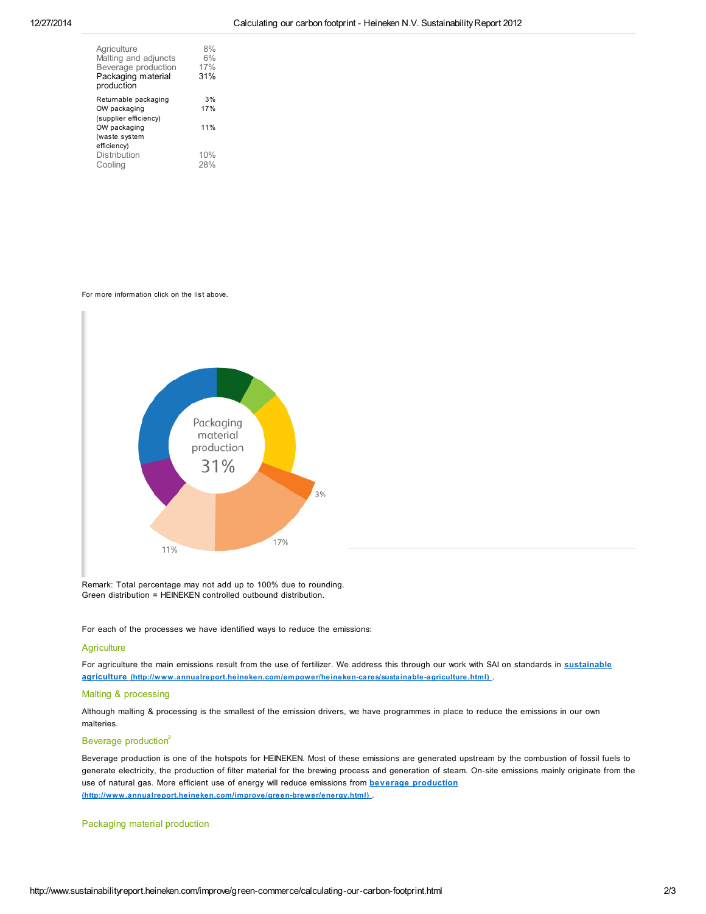| | |
|---|---|
| Agriculture | 8% |
| Malting and adjuncts | 6% |
| Beverage production | 17% |
| **Packaging material production** | **31%** |
| Returnable packaging | 3% |
| OW packaging (supplier efficiency) | 17% |
| OW packaging (waste system efficiency) | 11% |
| Distribution | 10% |
| Cooling | 28% |

For more information click on the list above.

Remark: Total percentage may not add up to 100% due to rounding.
Green distribution = HEINEKEN controlled outbound distribution.

For each of the processes we have identified ways to reduce the emissions:

### Agriculture

For agriculture the main emissions result from the use of fertilizer. We address this through our work with SAI on standards in **sustainable agriculture (http://www.annualreport.heineken.com/empower/heineken-cares/sustainable-agriculture.html)** .

### Malting & processing

Although malting & processing is the smallest of the emission drivers, we have programmes in place to reduce the emissions in our own malteries.

### Beverage production[2]

Beverage production is one of the hotspots for HEINEKEN. Most of these emissions are generated upstream by the combustion of fossil fuels to generate electricity, the production of filter material for the brewing process and generation of steam. On-site emissions mainly originate from the use of natural gas. More efficient use of energy will reduce emissions from **beverage production (http://www.annualreport.heineken.com/improve/green-brewer/energy.html)** .

### Packaging material production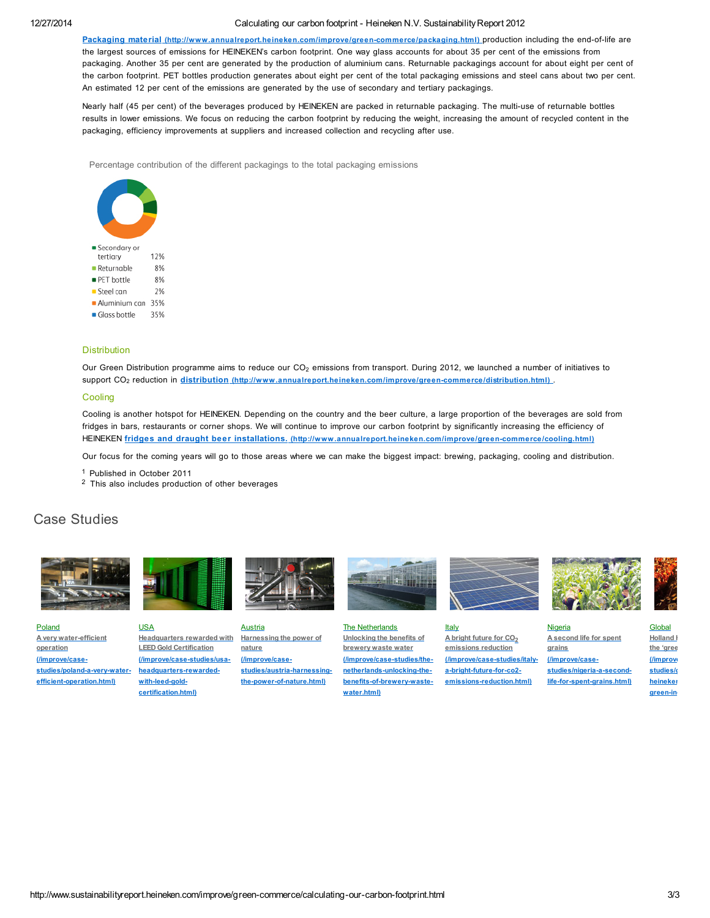**Packaging material (http://www.annualreport.heineken.com/improve/green-commerce/packaging.html)** production including the end-of-life are the largest sources of emissions for HEINEKEN's carbon footprint. One way glass accounts for about 35 per cent of the emissions from packaging. Another 35 per cent are generated by the production of aluminium cans. Returnable packagings account for about eight per cent of the carbon footprint. PET bottles production generates about eight per cent of the total packaging emissions and steel cans about two per cent. An estimated 12 per cent of the emissions are generated by the use of secondary and tertiary packagings.

Nearly half (45 per cent) of the beverages produced by HEINEKEN are packed in returnable packaging. The multi-use of returnable bottles results in lower emissions. We focus on reducing the carbon footprint by reducing the weight, increasing the amount of recycled content in the packaging, efficiency improvements at suppliers and increased collection and recycling after use.

Percentage contribution of the different packagings to the total packaging emissions

Secondary or tertiary 12%
Returnable 8%
PET bottle 8%
Steel can 2%
Aluminium can 35%
Glass bottle 35%

### Distribution

Our Green Distribution programme aims to reduce our $CO_2$ emissions from transport. During 2012, we launched a number of initiatives to support $CO_2$ reduction in **distribution (http://www.annualreport.heineken.com/improve/green-commerce/distribution.html)**.

### Cooling

Cooling is another hotspot for HEINEKEN. Depending on the country and the beer culture, a large proportion of the beverages are sold from fridges in bars, restaurants or corner shops. We will continue to improve our carbon footprint by significantly increasing the efficiency of HEINEKEN **fridges and draught beer installations. (http://www.annualreport.heineken.com/improve/green-commerce/cooling.html)**

Our focus for the coming years will go to those areas where we can make the biggest impact: brewing, packaging, cooling and distribution.

[1] Published in October 2011
[2] This also includes production of other beverages

## Case Studies

Poland
A very water-efficient operation
(/improve/case-studies/poland-a-very-water-efficient-operation.html)

USA
Headquarters rewarded with LEED Gold Certification
(/improve/case-studies/usa-headquarters-rewarded-with-leed-gold-certification.html)

Austria
Harnessing the power of nature
(/improve/case-studies/austria-harnessing-the-power-of-nature.html)

The Netherlands
Unlocking the benefits of brewery waste water
(/improve/case-studies/the-netherlands-unlocking-the-benefits-of-brewery-waste-water.html)

Italy
A bright future for $CO_2$ emissions reduction
(/improve/case-studies/italy-a-bright-future-for-co2-emissions-reduction.html)

Nigeria
A second life for spent grains
(/improve/case-studies/nigeria-a-second-life-for-spent-grains.html)

Global
Holland I
the 'gree
(/improv
studies/
heineke
green-in